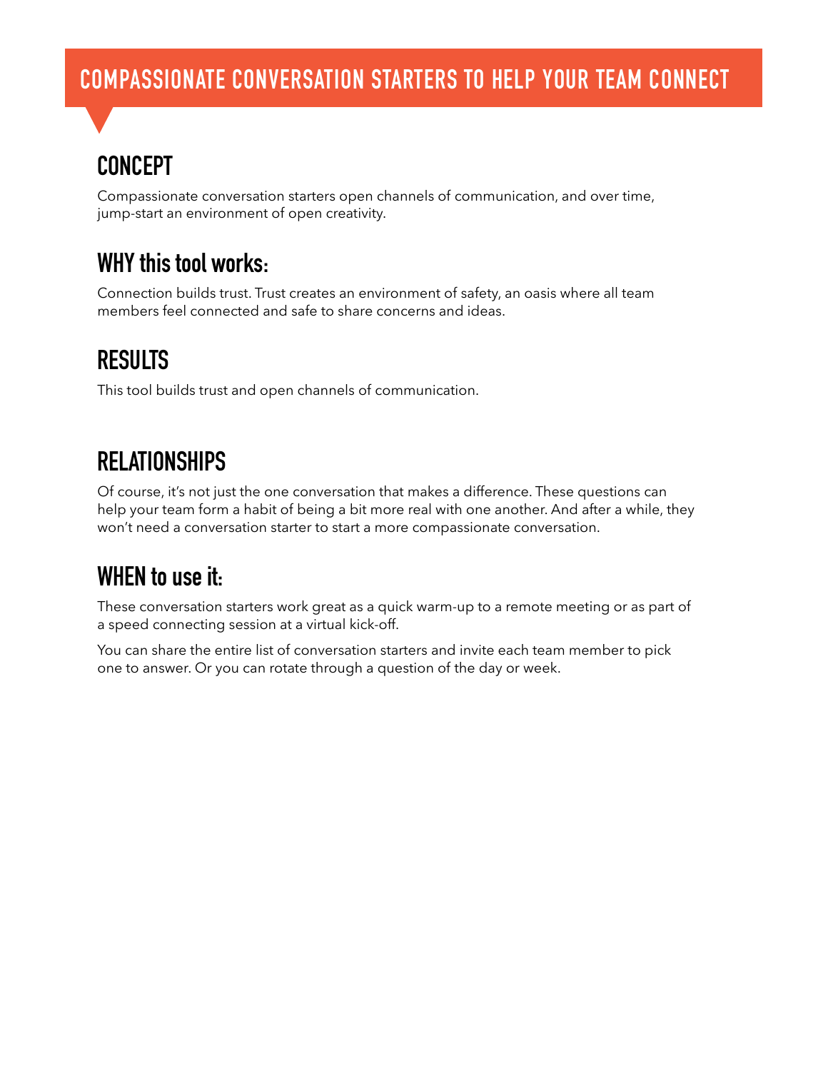# COMPASSIONATE CONVERSATION STARTERS TO HELP YOUR TEAM CONNECT

## CONCEPT

Compassionate conversation starters open channels of communication, and over time, jump-start an environment of open creativity.

## WHY this tool works:

Connection builds trust. Trust creates an environment of safety, an oasis where all team members feel connected and safe to share concerns and ideas.

## RESULTS

This tool builds trust and open channels of communication.

## RELATIONSHIPS

Of course, it's not just the one conversation that makes a difference. These questions can help your team form a habit of being a bit more real with one another. And after a while, they won't need a conversation starter to start a more compassionate conversation.

## WHEN to use it:

These conversation starters work great as a quick warm-up to a remote meeting or as part of a speed connecting session at a virtual kick-off.

You can share the entire list of conversation starters and invite each team member to pick one to answer. Or you can rotate through a question of the day or week.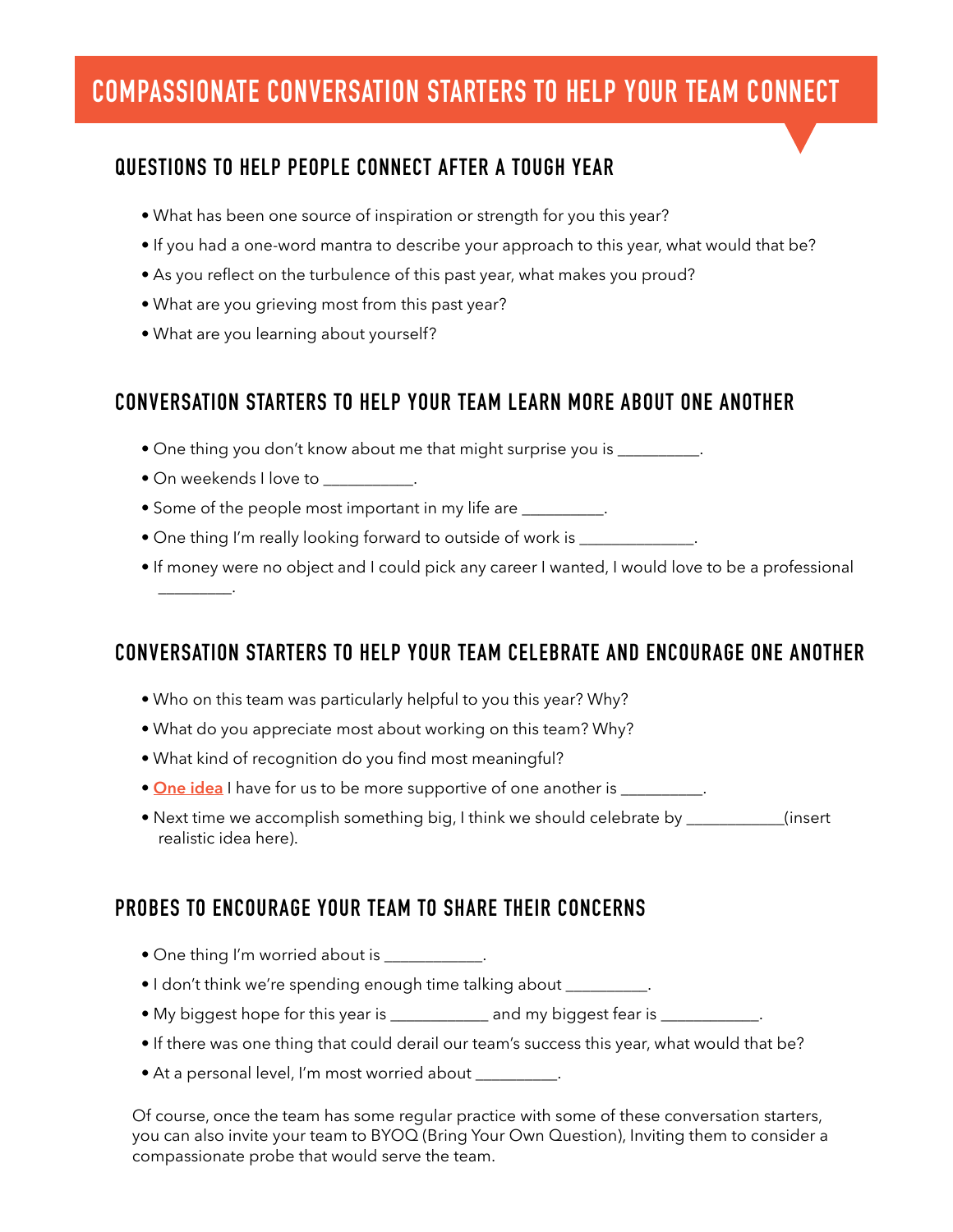# COMPASSIONATE CONVERSATION STARTERS TO HELP YOUR TEAM CONNECT

## QUESTIONS TO HELP PEOPLE CONNECT AFTER A TOUGH YEAR

- What has been one source of inspiration or strength for you this year?
- If you had a one-word mantra to describe your approach to this year, what would that be?
- As you reflect on the turbulence of this past year, what makes you proud?
- What are you grieving most from this past year?
- What are you learning about yourself?

## CONVERSATION STARTERS TO HELP YOUR TEAM LEARN MORE ABOUT ONE ANOTHER

- One thing you don't know about me that might surprise you is __________.
- On weekends I love to ___________.
- Some of the people most important in my life are __________.
- One thing I'm really looking forward to outside of work is ______________.
- If money were no object and I could pick any career I wanted, I would love to be a professional _________.

## CONVERSATION STARTERS TO HELP YOUR TEAM CELEBRATE AND ENCOURAGE ONE ANOTHER

- Who on this team was particularly helpful to you this year? Why?
- What do you appreciate most about working on this team? Why?
- What kind of recognition do you find most meaningful?
- **One idea** I have for us to be more supportive of one another is __________.
- Next time we accomplish something big, I think we should celebrate by ____________(insert realistic idea here).

## PROBES TO ENCOURAGE YOUR TEAM TO SHARE THEIR CONCERNS

- One thing I'm worried about is ____________.
- I don't think we're spending enough time talking about __________.
- My biggest hope for this year is ____________ and my biggest fear is ____________.
- If there was one thing that could derail our team's success this year, what would that be?
- At a personal level, I'm most worried about __________.

Of course, once the team has some regular practice with some of these conversation starters, you can also invite your team to BYOQ (Bring Your Own Question), Inviting them to consider a compassionate probe that would serve the team.